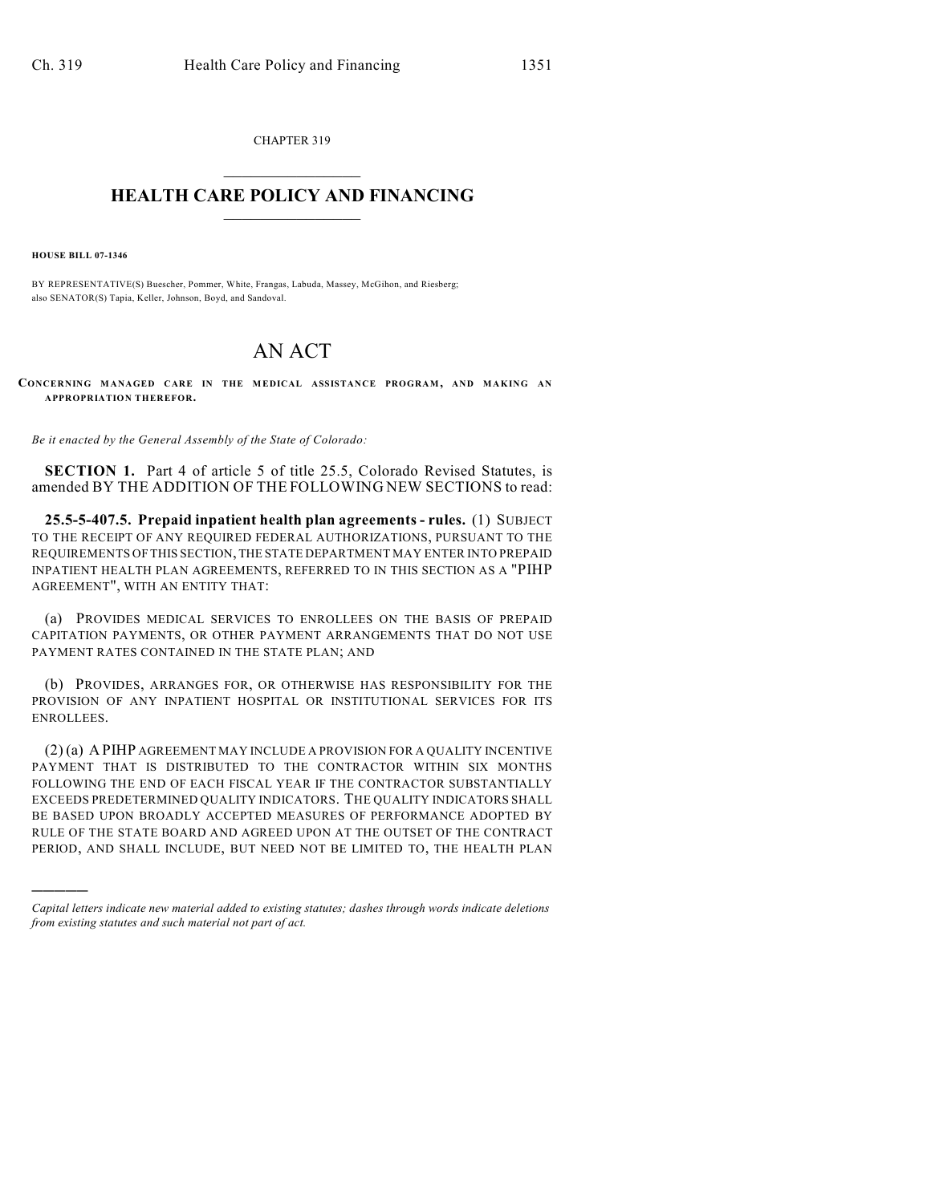CHAPTER 319

# HEALTH CARE POLICY AND FINANCING

**HOUSE BILL 07-1346**

BY REPRESENTATIVE(S) Buescher, Pommer, White, Frangas, Labuda, Massey, McGihon, and Riesberg; also SENATOR(S) Tapia, Keller, Johnson, Boyd, and Sandoval.

# AN ACT

**CONCERNING MANAGED CARE IN THE MEDICAL ASSISTANCE PROGRAM, AND MAKING AN APPROPRIATION THEREFOR.**

*Be it enacted by the General Assembly of the State of Colorado:*

**SECTION 1.** Part 4 of article 5 of title 25.5, Colorado Revised Statutes, is amended BY THE ADDITION OF THE FOLLOWING NEW SECTIONS to read:

**25.5-5-407.5. Prepaid inpatient health plan agreements - rules.** (1) SUBJECT TO THE RECEIPT OF ANY REQUIRED FEDERAL AUTHORIZATIONS, PURSUANT TO THE REQUIREMENTS OF THIS SECTION, THE STATE DEPARTMENT MAY ENTER INTO PREPAID INPATIENT HEALTH PLAN AGREEMENTS, REFERRED TO IN THIS SECTION AS A "PIHP AGREEMENT", WITH AN ENTITY THAT:

(a) PROVIDES MEDICAL SERVICES TO ENROLLEES ON THE BASIS OF PREPAID CAPITATION PAYMENTS, OR OTHER PAYMENT ARRANGEMENTS THAT DO NOT USE PAYMENT RATES CONTAINED IN THE STATE PLAN; AND

(b) PROVIDES, ARRANGES FOR, OR OTHERWISE HAS RESPONSIBILITY FOR THE PROVISION OF ANY INPATIENT HOSPITAL OR INSTITUTIONAL SERVICES FOR ITS ENROLLEES.

(2) (a) A PIHP AGREEMENT MAY INCLUDE A PROVISION FOR A QUALITY INCENTIVE PAYMENT THAT IS DISTRIBUTED TO THE CONTRACTOR WITHIN SIX MONTHS FOLLOWING THE END OF EACH FISCAL YEAR IF THE CONTRACTOR SUBSTANTIALLY EXCEEDS PREDETERMINED QUALITY INDICATORS. THE QUALITY INDICATORS SHALL BE BASED UPON BROADLY ACCEPTED MEASURES OF PERFORMANCE ADOPTED BY RULE OF THE STATE BOARD AND AGREED UPON AT THE OUTSET OF THE CONTRACT PERIOD, AND SHALL INCLUDE, BUT NEED NOT BE LIMITED TO, THE HEALTH PLAN

---

*Capital letters indicate new material added to existing statutes; dashes through words indicate deletions from existing statutes and such material not part of act.*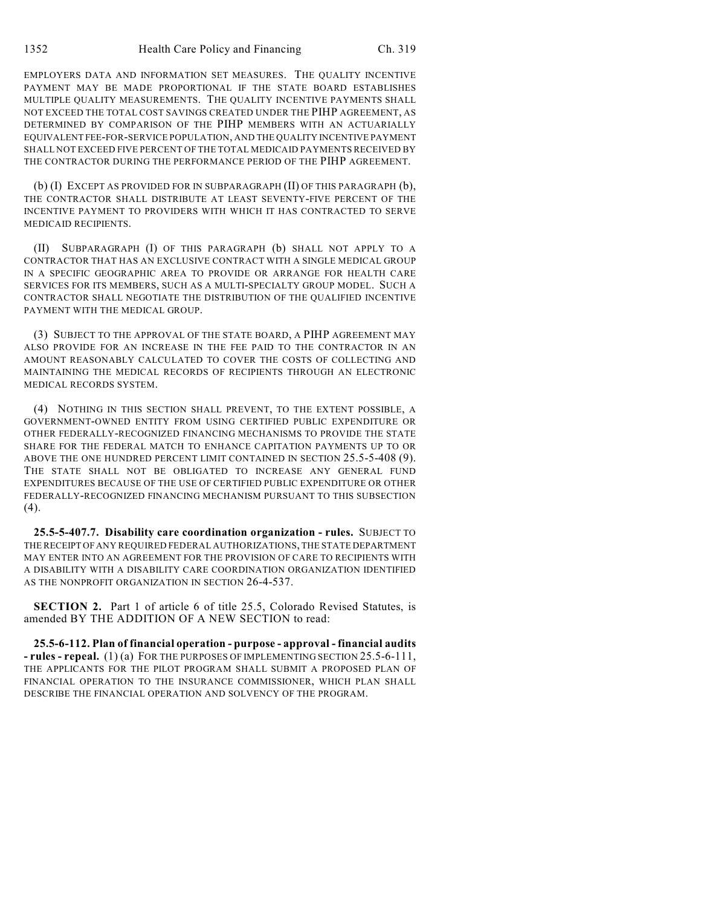EMPLOYERS DATA AND INFORMATION SET MEASURES. THE QUALITY INCENTIVE PAYMENT MAY BE MADE PROPORTIONAL IF THE STATE BOARD ESTABLISHES MULTIPLE QUALITY MEASUREMENTS. THE QUALITY INCENTIVE PAYMENTS SHALL NOT EXCEED THE TOTAL COST SAVINGS CREATED UNDER THE PIHP AGREEMENT, AS DETERMINED BY COMPARISON OF THE PIHP MEMBERS WITH AN ACTUARIALLY EQUIVALENT FEE-FOR-SERVICE POPULATION, AND THE QUALITY INCENTIVE PAYMENT SHALL NOT EXCEED FIVE PERCENT OF THE TOTAL MEDICAID PAYMENTS RECEIVED BY THE CONTRACTOR DURING THE PERFORMANCE PERIOD OF THE PIHP AGREEMENT.

(b) (I) EXCEPT AS PROVIDED FOR IN SUBPARAGRAPH (II) OF THIS PARAGRAPH (b), THE CONTRACTOR SHALL DISTRIBUTE AT LEAST SEVENTY-FIVE PERCENT OF THE INCENTIVE PAYMENT TO PROVIDERS WITH WHICH IT HAS CONTRACTED TO SERVE MEDICAID RECIPIENTS.

(II) SUBPARAGRAPH (I) OF THIS PARAGRAPH (b) SHALL NOT APPLY TO A CONTRACTOR THAT HAS AN EXCLUSIVE CONTRACT WITH A SINGLE MEDICAL GROUP IN A SPECIFIC GEOGRAPHIC AREA TO PROVIDE OR ARRANGE FOR HEALTH CARE SERVICES FOR ITS MEMBERS, SUCH AS A MULTI-SPECIALTY GROUP MODEL. SUCH A CONTRACTOR SHALL NEGOTIATE THE DISTRIBUTION OF THE QUALIFIED INCENTIVE PAYMENT WITH THE MEDICAL GROUP.

(3) SUBJECT TO THE APPROVAL OF THE STATE BOARD, A PIHP AGREEMENT MAY ALSO PROVIDE FOR AN INCREASE IN THE FEE PAID TO THE CONTRACTOR IN AN AMOUNT REASONABLY CALCULATED TO COVER THE COSTS OF COLLECTING AND MAINTAINING THE MEDICAL RECORDS OF RECIPIENTS THROUGH AN ELECTRONIC MEDICAL RECORDS SYSTEM.

(4) NOTHING IN THIS SECTION SHALL PREVENT, TO THE EXTENT POSSIBLE, A GOVERNMENT-OWNED ENTITY FROM USING CERTIFIED PUBLIC EXPENDITURE OR OTHER FEDERALLY-RECOGNIZED FINANCING MECHANISMS TO PROVIDE THE STATE SHARE FOR THE FEDERAL MATCH TO ENHANCE CAPITATION PAYMENTS UP TO OR ABOVE THE ONE HUNDRED PERCENT LIMIT CONTAINED IN SECTION 25.5-5-408 (9). THE STATE SHALL NOT BE OBLIGATED TO INCREASE ANY GENERAL FUND EXPENDITURES BECAUSE OF THE USE OF CERTIFIED PUBLIC EXPENDITURE OR OTHER FEDERALLY-RECOGNIZED FINANCING MECHANISM PURSUANT TO THIS SUBSECTION (4).

**25.5-5-407.7. Disability care coordination organization - rules.** SUBJECT TO THE RECEIPT OF ANY REQUIRED FEDERAL AUTHORIZATIONS, THE STATE DEPARTMENT MAY ENTER INTO AN AGREEMENT FOR THE PROVISION OF CARE TO RECIPIENTS WITH A DISABILITY WITH A DISABILITY CARE COORDINATION ORGANIZATION IDENTIFIED AS THE NONPROFIT ORGANIZATION IN SECTION 26-4-537.

**SECTION 2.** Part 1 of article 6 of title 25.5, Colorado Revised Statutes, is amended BY THE ADDITION OF A NEW SECTION to read:

**25.5-6-112. Plan of financial operation - purpose - approval - financial audits - rules - repeal.** (1) (a) FOR THE PURPOSES OF IMPLEMENTING SECTION 25.5-6-111, THE APPLICANTS FOR THE PILOT PROGRAM SHALL SUBMIT A PROPOSED PLAN OF FINANCIAL OPERATION TO THE INSURANCE COMMISSIONER, WHICH PLAN SHALL DESCRIBE THE FINANCIAL OPERATION AND SOLVENCY OF THE PROGRAM.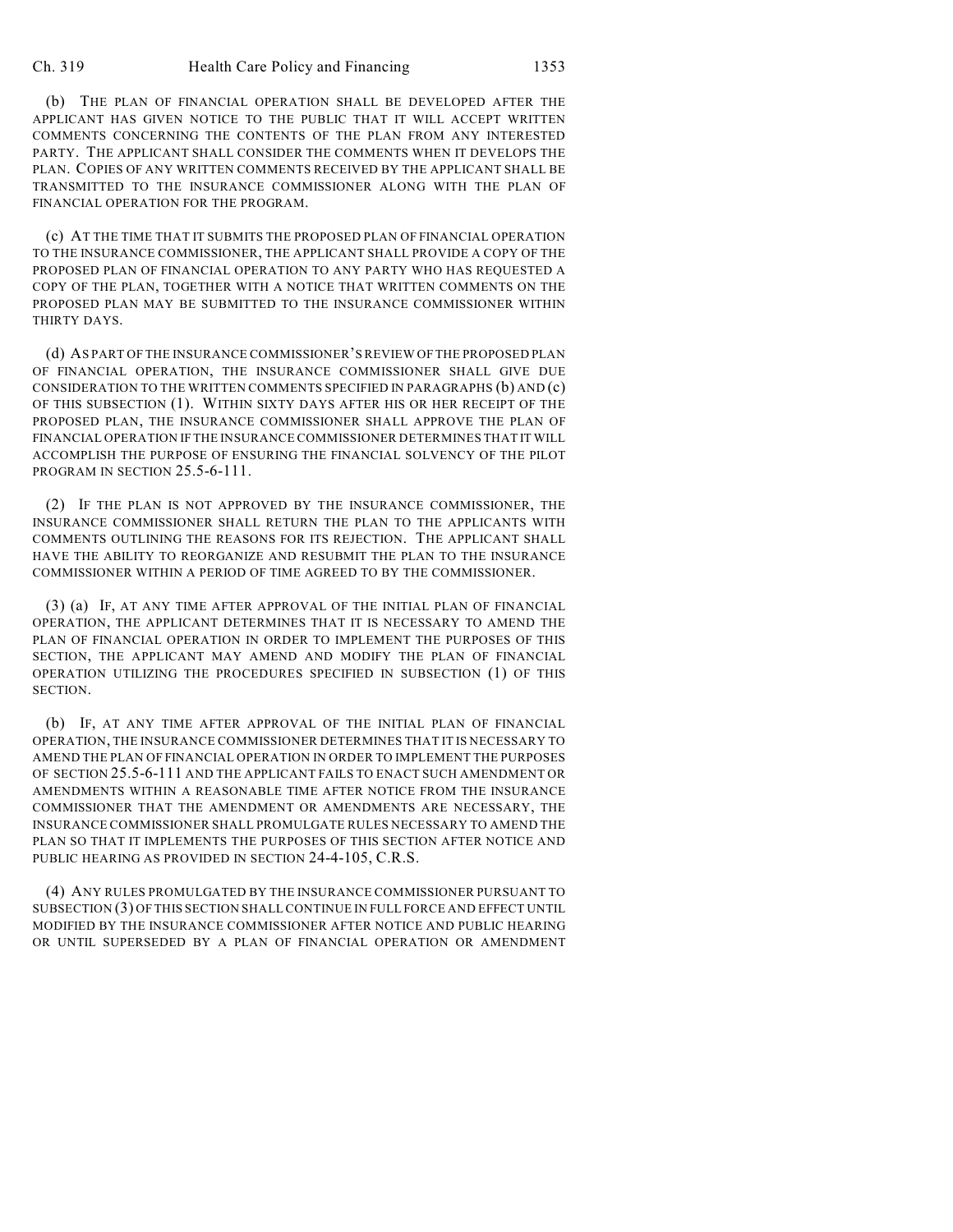(b) THE PLAN OF FINANCIAL OPERATION SHALL BE DEVELOPED AFTER THE APPLICANT HAS GIVEN NOTICE TO THE PUBLIC THAT IT WILL ACCEPT WRITTEN COMMENTS CONCERNING THE CONTENTS OF THE PLAN FROM ANY INTERESTED PARTY. THE APPLICANT SHALL CONSIDER THE COMMENTS WHEN IT DEVELOPS THE PLAN. COPIES OF ANY WRITTEN COMMENTS RECEIVED BY THE APPLICANT SHALL BE TRANSMITTED TO THE INSURANCE COMMISSIONER ALONG WITH THE PLAN OF FINANCIAL OPERATION FOR THE PROGRAM.

(c) AT THE TIME THAT IT SUBMITS THE PROPOSED PLAN OF FINANCIAL OPERATION TO THE INSURANCE COMMISSIONER, THE APPLICANT SHALL PROVIDE A COPY OF THE PROPOSED PLAN OF FINANCIAL OPERATION TO ANY PARTY WHO HAS REQUESTED A COPY OF THE PLAN, TOGETHER WITH A NOTICE THAT WRITTEN COMMENTS ON THE PROPOSED PLAN MAY BE SUBMITTED TO THE INSURANCE COMMISSIONER WITHIN THIRTY DAYS.

(d) AS PART OF THE INSURANCE COMMISSIONER'S REVIEW OF THE PROPOSED PLAN OF FINANCIAL OPERATION, THE INSURANCE COMMISSIONER SHALL GIVE DUE CONSIDERATION TO THE WRITTEN COMMENTS SPECIFIED IN PARAGRAPHS (b) AND (c) OF THIS SUBSECTION (1). WITHIN SIXTY DAYS AFTER HIS OR HER RECEIPT OF THE PROPOSED PLAN, THE INSURANCE COMMISSIONER SHALL APPROVE THE PLAN OF FINANCIAL OPERATION IF THE INSURANCE COMMISSIONER DETERMINES THAT IT WILL ACCOMPLISH THE PURPOSE OF ENSURING THE FINANCIAL SOLVENCY OF THE PILOT PROGRAM IN SECTION 25.5-6-111.

(2) IF THE PLAN IS NOT APPROVED BY THE INSURANCE COMMISSIONER, THE INSURANCE COMMISSIONER SHALL RETURN THE PLAN TO THE APPLICANTS WITH COMMENTS OUTLINING THE REASONS FOR ITS REJECTION. THE APPLICANT SHALL HAVE THE ABILITY TO REORGANIZE AND RESUBMIT THE PLAN TO THE INSURANCE COMMISSIONER WITHIN A PERIOD OF TIME AGREED TO BY THE COMMISSIONER.

(3) (a) IF, AT ANY TIME AFTER APPROVAL OF THE INITIAL PLAN OF FINANCIAL OPERATION, THE APPLICANT DETERMINES THAT IT IS NECESSARY TO AMEND THE PLAN OF FINANCIAL OPERATION IN ORDER TO IMPLEMENT THE PURPOSES OF THIS SECTION, THE APPLICANT MAY AMEND AND MODIFY THE PLAN OF FINANCIAL OPERATION UTILIZING THE PROCEDURES SPECIFIED IN SUBSECTION (1) OF THIS SECTION.

(b) IF, AT ANY TIME AFTER APPROVAL OF THE INITIAL PLAN OF FINANCIAL OPERATION, THE INSURANCE COMMISSIONER DETERMINES THAT IT IS NECESSARY TO AMEND THE PLAN OF FINANCIAL OPERATION IN ORDER TO IMPLEMENT THE PURPOSES OF SECTION 25.5-6-111 AND THE APPLICANT FAILS TO ENACT SUCH AMENDMENT OR AMENDMENTS WITHIN A REASONABLE TIME AFTER NOTICE FROM THE INSURANCE COMMISSIONER THAT THE AMENDMENT OR AMENDMENTS ARE NECESSARY, THE INSURANCE COMMISSIONER SHALL PROMULGATE RULES NECESSARY TO AMEND THE PLAN SO THAT IT IMPLEMENTS THE PURPOSES OF THIS SECTION AFTER NOTICE AND PUBLIC HEARING AS PROVIDED IN SECTION 24-4-105, C.R.S.

(4) ANY RULES PROMULGATED BY THE INSURANCE COMMISSIONER PURSUANT TO SUBSECTION (3) OF THIS SECTION SHALL CONTINUE IN FULL FORCE AND EFFECT UNTIL MODIFIED BY THE INSURANCE COMMISSIONER AFTER NOTICE AND PUBLIC HEARING OR UNTIL SUPERSEDED BY A PLAN OF FINANCIAL OPERATION OR AMENDMENT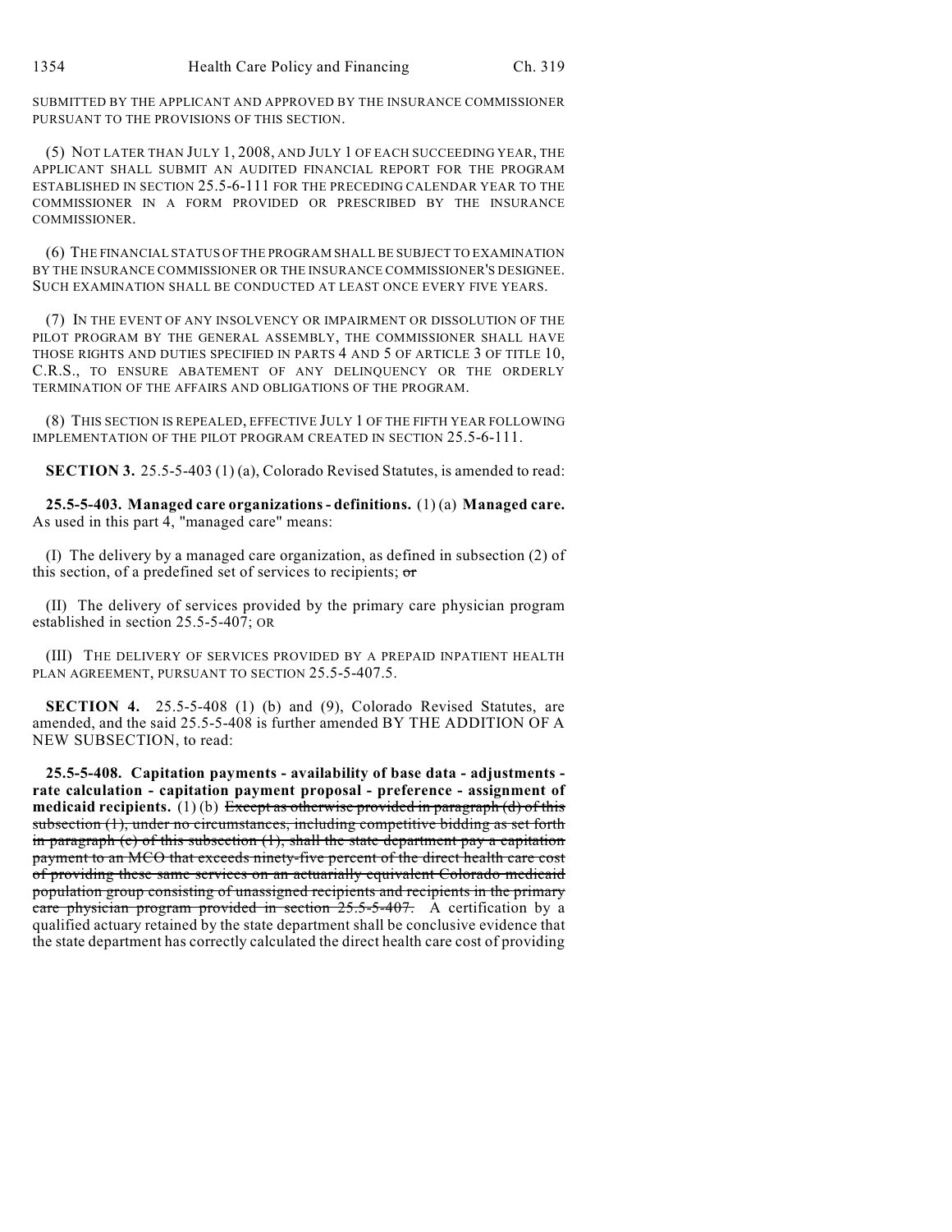SUBMITTED BY THE APPLICANT AND APPROVED BY THE INSURANCE COMMISSIONER PURSUANT TO THE PROVISIONS OF THIS SECTION.

(5) NOT LATER THAN JULY 1, 2008, AND JULY 1 OF EACH SUCCEEDING YEAR, THE APPLICANT SHALL SUBMIT AN AUDITED FINANCIAL REPORT FOR THE PROGRAM ESTABLISHED IN SECTION 25.5-6-111 FOR THE PRECEDING CALENDAR YEAR TO THE COMMISSIONER IN A FORM PROVIDED OR PRESCRIBED BY THE INSURANCE COMMISSIONER.

(6) THE FINANCIAL STATUS OF THE PROGRAM SHALL BE SUBJECT TO EXAMINATION BY THE INSURANCE COMMISSIONER OR THE INSURANCE COMMISSIONER'S DESIGNEE. SUCH EXAMINATION SHALL BE CONDUCTED AT LEAST ONCE EVERY FIVE YEARS.

(7) IN THE EVENT OF ANY INSOLVENCY OR IMPAIRMENT OR DISSOLUTION OF THE PILOT PROGRAM BY THE GENERAL ASSEMBLY, THE COMMISSIONER SHALL HAVE THOSE RIGHTS AND DUTIES SPECIFIED IN PARTS 4 AND 5 OF ARTICLE 3 OF TITLE 10, C.R.S., TO ENSURE ABATEMENT OF ANY DELINQUENCY OR THE ORDERLY TERMINATION OF THE AFFAIRS AND OBLIGATIONS OF THE PROGRAM.

(8) THIS SECTION IS REPEALED, EFFECTIVE JULY 1 OF THE FIFTH YEAR FOLLOWING IMPLEMENTATION OF THE PILOT PROGRAM CREATED IN SECTION 25.5-6-111.

**SECTION 3.** 25.5-5-403 (1) (a), Colorado Revised Statutes, is amended to read:

**25.5-5-403. Managed care organizations - definitions.** (1) (a) **Managed care.** As used in this part 4, "managed care" means:

(I) The delivery by a managed care organization, as defined in subsection (2) of this section, of a predefined set of services to recipients; ~~or~~

(II) The delivery of services provided by the primary care physician program established in section 25.5-5-407; OR

(III) THE DELIVERY OF SERVICES PROVIDED BY A PREPAID INPATIENT HEALTH PLAN AGREEMENT, PURSUANT TO SECTION 25.5-5-407.5.

**SECTION 4.** 25.5-5-408 (1) (b) and (9), Colorado Revised Statutes, are amended, and the said 25.5-5-408 is further amended BY THE ADDITION OF A NEW SUBSECTION, to read:

**25.5-5-408. Capitation payments - availability of base data - adjustments - rate calculation - capitation payment proposal - preference - assignment of medicaid recipients.** (1) (b) ~~Except as otherwise provided in paragraph (d) of this subsection (1), under no circumstances, including competitive bidding as set forth in paragraph (c) of this subsection (1), shall the state department pay a capitation payment to an MCO that exceeds ninety-five percent of the direct health care cost of providing these same services on an actuarially equivalent Colorado medicaid population group consisting of unassigned recipients and recipients in the primary care physician program provided in section 25.5-5-407.~~ A certification by a qualified actuary retained by the state department shall be conclusive evidence that the state department has correctly calculated the direct health care cost of providing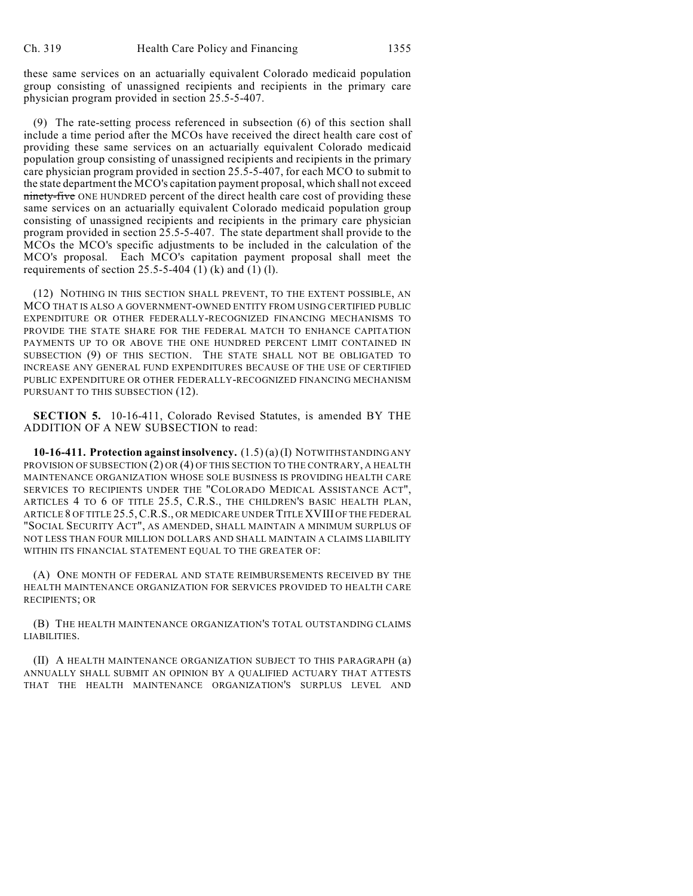these same services on an actuarially equivalent Colorado medicaid population group consisting of unassigned recipients and recipients in the primary care physician program provided in section 25.5-5-407.

(9) The rate-setting process referenced in subsection (6) of this section shall include a time period after the MCOs have received the direct health care cost of providing these same services on an actuarially equivalent Colorado medicaid population group consisting of unassigned recipients and recipients in the primary care physician program provided in section 25.5-5-407, for each MCO to submit to the state department the MCO's capitation payment proposal, which shall not exceed ~~ninety-five~~ ONE HUNDRED percent of the direct health care cost of providing these same services on an actuarially equivalent Colorado medicaid population group consisting of unassigned recipients and recipients in the primary care physician program provided in section 25.5-5-407. The state department shall provide to the MCOs the MCO's specific adjustments to be included in the calculation of the MCO's proposal. Each MCO's capitation payment proposal shall meet the requirements of section 25.5-5-404 (1) (k) and (1) (l).

(12) NOTHING IN THIS SECTION SHALL PREVENT, TO THE EXTENT POSSIBLE, AN MCO THAT IS ALSO A GOVERNMENT-OWNED ENTITY FROM USING CERTIFIED PUBLIC EXPENDITURE OR OTHER FEDERALLY-RECOGNIZED FINANCING MECHANISMS TO PROVIDE THE STATE SHARE FOR THE FEDERAL MATCH TO ENHANCE CAPITATION PAYMENTS UP TO OR ABOVE THE ONE HUNDRED PERCENT LIMIT CONTAINED IN SUBSECTION (9) OF THIS SECTION. THE STATE SHALL NOT BE OBLIGATED TO INCREASE ANY GENERAL FUND EXPENDITURES BECAUSE OF THE USE OF CERTIFIED PUBLIC EXPENDITURE OR OTHER FEDERALLY-RECOGNIZED FINANCING MECHANISM PURSUANT TO THIS SUBSECTION (12).

**SECTION 5.** 10-16-411, Colorado Revised Statutes, is amended BY THE ADDITION OF A NEW SUBSECTION to read:

**10-16-411. Protection against insolvency.** (1.5) (a) (I) NOTWITHSTANDING ANY PROVISION OF SUBSECTION (2) OR (4) OF THIS SECTION TO THE CONTRARY, A HEALTH MAINTENANCE ORGANIZATION WHOSE SOLE BUSINESS IS PROVIDING HEALTH CARE SERVICES TO RECIPIENTS UNDER THE "COLORADO MEDICAL ASSISTANCE ACT", ARTICLES 4 TO 6 OF TITLE 25.5, C.R.S., THE CHILDREN'S BASIC HEALTH PLAN, ARTICLE 8 OF TITLE 25.5, C.R.S., OR MEDICARE UNDER TITLE XVIII OF THE FEDERAL "SOCIAL SECURITY ACT", AS AMENDED, SHALL MAINTAIN A MINIMUM SURPLUS OF NOT LESS THAN FOUR MILLION DOLLARS AND SHALL MAINTAIN A CLAIMS LIABILITY WITHIN ITS FINANCIAL STATEMENT EQUAL TO THE GREATER OF:

(A) ONE MONTH OF FEDERAL AND STATE REIMBURSEMENTS RECEIVED BY THE HEALTH MAINTENANCE ORGANIZATION FOR SERVICES PROVIDED TO HEALTH CARE RECIPIENTS; OR

(B) THE HEALTH MAINTENANCE ORGANIZATION'S TOTAL OUTSTANDING CLAIMS LIABILITIES.

(II) A HEALTH MAINTENANCE ORGANIZATION SUBJECT TO THIS PARAGRAPH (a) ANNUALLY SHALL SUBMIT AN OPINION BY A QUALIFIED ACTUARY THAT ATTESTS THAT THE HEALTH MAINTENANCE ORGANIZATION'S SURPLUS LEVEL AND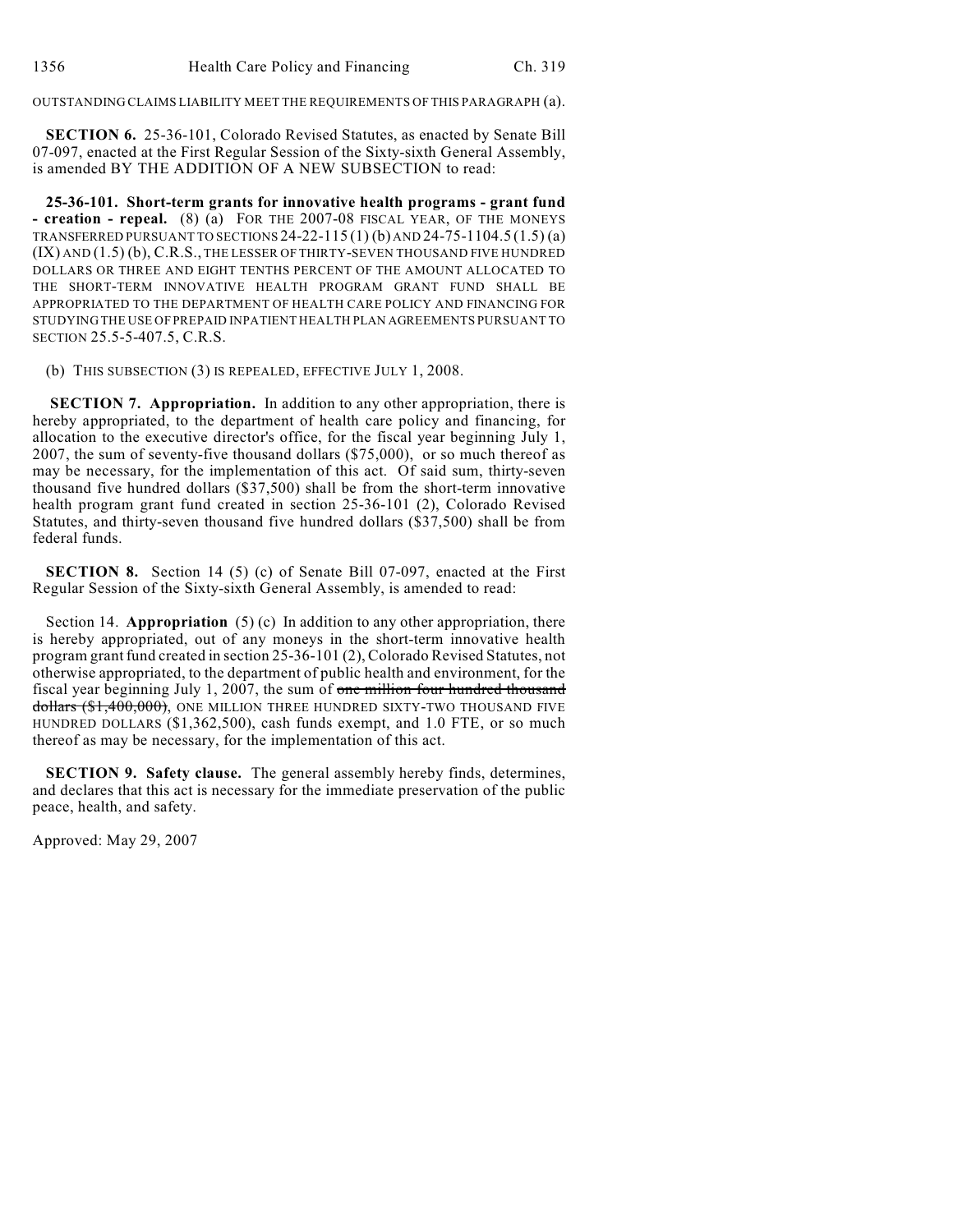OUTSTANDING CLAIMS LIABILITY MEET THE REQUIREMENTS OF THIS PARAGRAPH (a).

**SECTION 6.** 25-36-101, Colorado Revised Statutes, as enacted by Senate Bill 07-097, enacted at the First Regular Session of the Sixty-sixth General Assembly, is amended BY THE ADDITION OF A NEW SUBSECTION to read:

**25-36-101. Short-term grants for innovative health programs - grant fund - creation - repeal.** (8) (a) FOR THE 2007-08 FISCAL YEAR, OF THE MONEYS TRANSFERRED PURSUANT TO SECTIONS 24-22-115 (1) (b) AND 24-75-1104.5 (1.5) (a) (IX) AND (1.5) (b), C.R.S., THE LESSER OF THIRTY-SEVEN THOUSAND FIVE HUNDRED DOLLARS OR THREE AND EIGHT TENTHS PERCENT OF THE AMOUNT ALLOCATED TO THE SHORT-TERM INNOVATIVE HEALTH PROGRAM GRANT FUND SHALL BE APPROPRIATED TO THE DEPARTMENT OF HEALTH CARE POLICY AND FINANCING FOR STUDYING THE USE OF PREPAID INPATIENT HEALTH PLAN AGREEMENTS PURSUANT TO SECTION 25.5-5-407.5, C.R.S.

(b) THIS SUBSECTION (3) IS REPEALED, EFFECTIVE JULY 1, 2008.

**SECTION 7. Appropriation.** In addition to any other appropriation, there is hereby appropriated, to the department of health care policy and financing, for allocation to the executive director's office, for the fiscal year beginning July 1, 2007, the sum of seventy-five thousand dollars ($75,000), or so much thereof as may be necessary, for the implementation of this act. Of said sum, thirty-seven thousand five hundred dollars ($37,500) shall be from the short-term innovative health program grant fund created in section 25-36-101 (2), Colorado Revised Statutes, and thirty-seven thousand five hundred dollars ($37,500) shall be from federal funds.

**SECTION 8.** Section 14 (5) (c) of Senate Bill 07-097, enacted at the First Regular Session of the Sixty-sixth General Assembly, is amended to read:

Section 14. **Appropriation** (5) (c) In addition to any other appropriation, there is hereby appropriated, out of any moneys in the short-term innovative health program grant fund created in section 25-36-101 (2), Colorado Revised Statutes, not otherwise appropriated, to the department of public health and environment, for the fiscal year beginning July 1, 2007, the sum of ~~one million four hundred thousand dollars ($1,400,000)~~, ONE MILLION THREE HUNDRED SIXTY-TWO THOUSAND FIVE HUNDRED DOLLARS ($1,362,500), cash funds exempt, and 1.0 FTE, or so much thereof as may be necessary, for the implementation of this act.

**SECTION 9. Safety clause.** The general assembly hereby finds, determines, and declares that this act is necessary for the immediate preservation of the public peace, health, and safety.

Approved: May 29, 2007